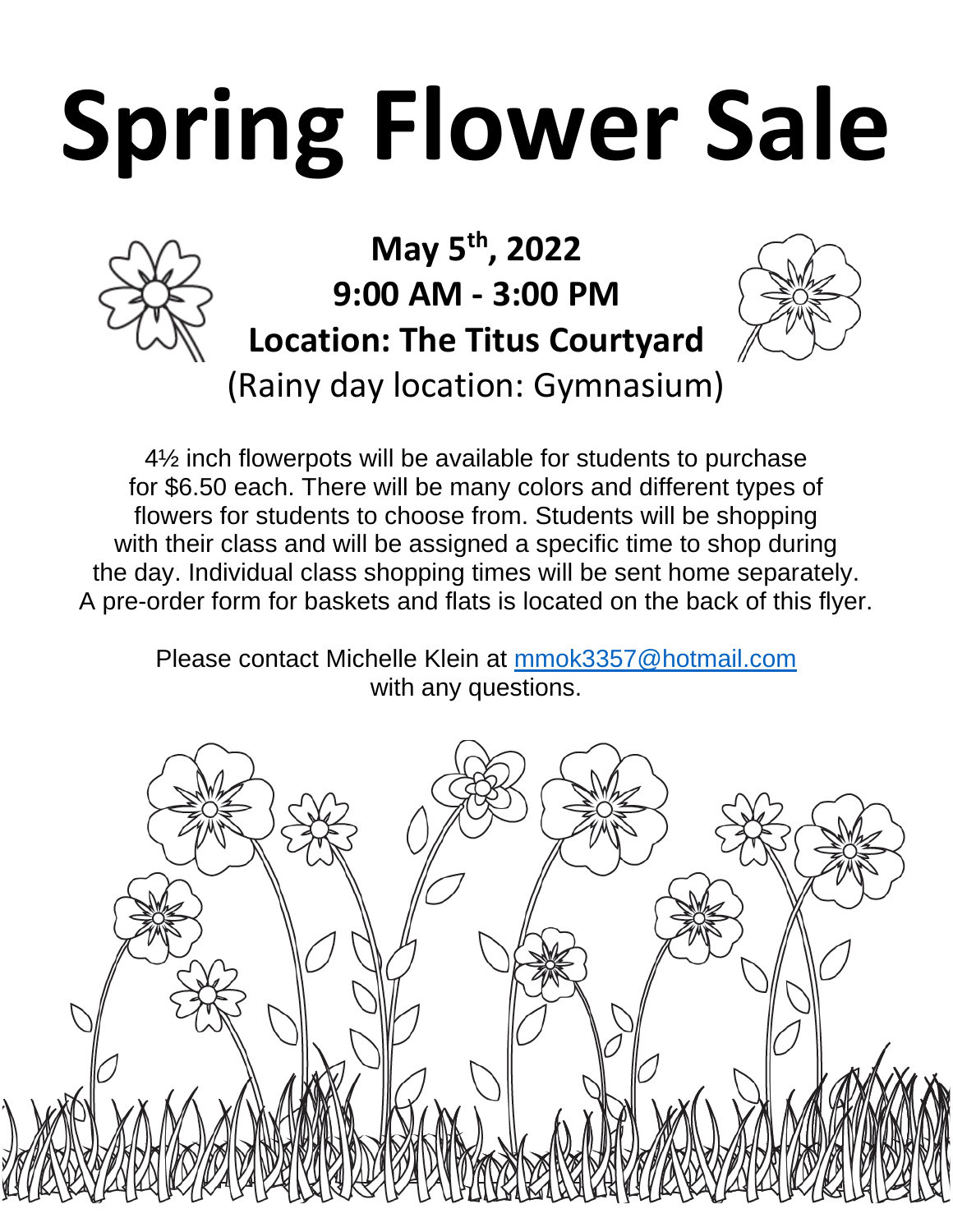# Spring Flower Sale

**May 5th, 2022**
**9:00 AM - 3:00 PM**
**Location: The Titus Courtyard**
(Rainy day location: Gymnasium)

4½ inch flowerpots will be available for students to purchase for $6.50 each. There will be many colors and different types of flowers for students to choose from. Students will be shopping with their class and will be assigned a specific time to shop during the day. Individual class shopping times will be sent home separately. A pre-order form for baskets and flats is located on the back of this flyer.

Please contact Michelle Klein at [mmok3357@hotmail.com](mailto:mmok3357@hotmail.com) with any questions.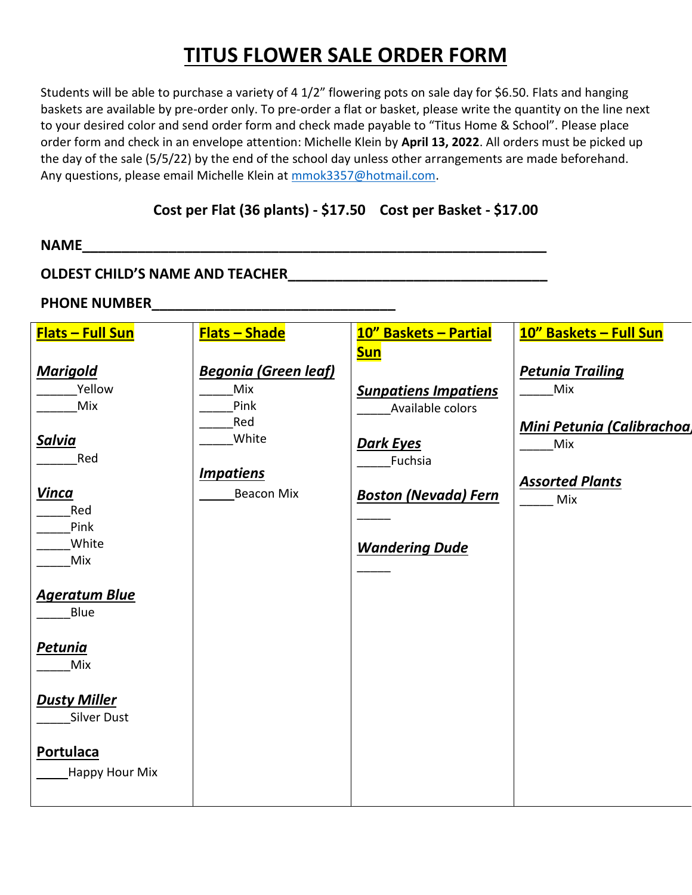# TITUS FLOWER SALE ORDER FORM

Students will be able to purchase a variety of 4 1/2" flowering pots on sale day for $6.50. Flats and hanging baskets are available by pre-order only. To pre-order a flat or basket, please write the quantity on the line next to your desired color and send order form and check made payable to "Titus Home & School". Please place order form and check in an envelope attention: Michelle Klein by **April 13, 2022**. All orders must be picked up the day of the sale (5/5/22) by the end of the school day unless other arrangements are made beforehand. Any questions, please email Michelle Klein at mmok3357@hotmail.com.

**Cost per Flat (36 plants) - $17.50 Cost per Basket - $17.00**

**NAME**_______________________________________________________________

**OLDEST CHILD'S NAME AND TEACHER**___________________________________

**PHONE NUMBER**_________________________________

| Flats – Full Sun | Flats – Shade | 10" Baskets – Partial Sun | 10" Baskets – Full Sun |
|---|---|---|---|
| ***Marigold*** | ***Begonia (Green leaf)*** | ***Sunpatiens Impatiens*** | ***Petunia Trailing*** |
| ______Yellow | _____Mix | _____Available colors | _____Mix |
| ______Mix | _____Pink | | |
| | _____Red | ***Dark Eyes*** | ***Mini Petunia (Calibrachoa*** |
| ***Salvia*** | _____White | _____Fuchsia | _____Mix |
| ______Red | | | |
| | ***Impatiens*** | ***Boston (Nevada) Fern*** | ***Assorted Plants*** |
| ***Vinca*** | _____Beacon Mix | _____ | _____ Mix |
| _____Red | | | |
| _____Pink | | ***Wandering Dude*** | |
| _____White | | _____ | |
| _____Mix | | | |
| | | | |
| ***Ageratum Blue*** | | | |
| _____Blue | | | |
| | | | |
| ***Petunia*** | | | |
| _____Mix | | | |
| | | | |
| ***Dusty Miller*** | | | |
| _____Silver Dust | | | |
| | | | |
| **Portulaca** | | | |
| _____Happy Hour Mix | | | |